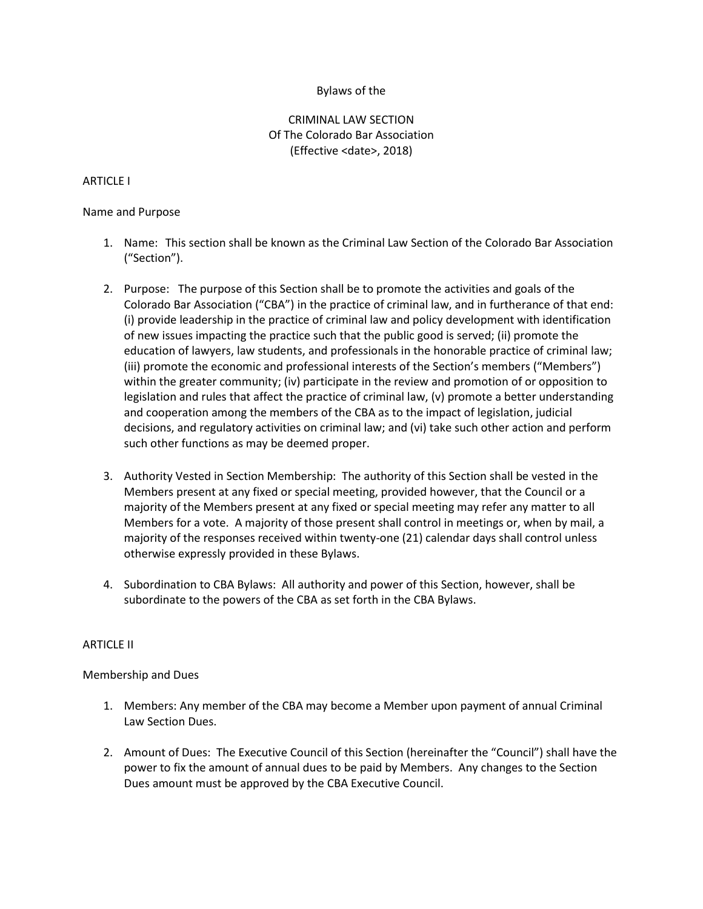# Bylaws of the

# CRIMINAL LAW SECTION
# Of The Colorado Bar Association
(Effective <date>, 2018)

## ARTICLE I

### Name and Purpose

1. Name: This section shall be known as the Criminal Law Section of the Colorado Bar Association ("Section").

2. Purpose: The purpose of this Section shall be to promote the activities and goals of the Colorado Bar Association ("CBA") in the practice of criminal law, and in furtherance of that end: (i) provide leadership in the practice of criminal law and policy development with identification of new issues impacting the practice such that the public good is served; (ii) promote the education of lawyers, law students, and professionals in the honorable practice of criminal law; (iii) promote the economic and professional interests of the Section's members ("Members") within the greater community; (iv) participate in the review and promotion of or opposition to legislation and rules that affect the practice of criminal law, (v) promote a better understanding and cooperation among the members of the CBA as to the impact of legislation, judicial decisions, and regulatory activities on criminal law; and (vi) take such other action and perform such other functions as may be deemed proper.

3. Authority Vested in Section Membership: The authority of this Section shall be vested in the Members present at any fixed or special meeting, provided however, that the Council or a majority of the Members present at any fixed or special meeting may refer any matter to all Members for a vote. A majority of those present shall control in meetings or, when by mail, a majority of the responses received within twenty-one (21) calendar days shall control unless otherwise expressly provided in these Bylaws.

4. Subordination to CBA Bylaws: All authority and power of this Section, however, shall be subordinate to the powers of the CBA as set forth in the CBA Bylaws.

## ARTICLE II

### Membership and Dues

1. Members: Any member of the CBA may become a Member upon payment of annual Criminal Law Section Dues.

2. Amount of Dues: The Executive Council of this Section (hereinafter the "Council") shall have the power to fix the amount of annual dues to be paid by Members. Any changes to the Section Dues amount must be approved by the CBA Executive Council.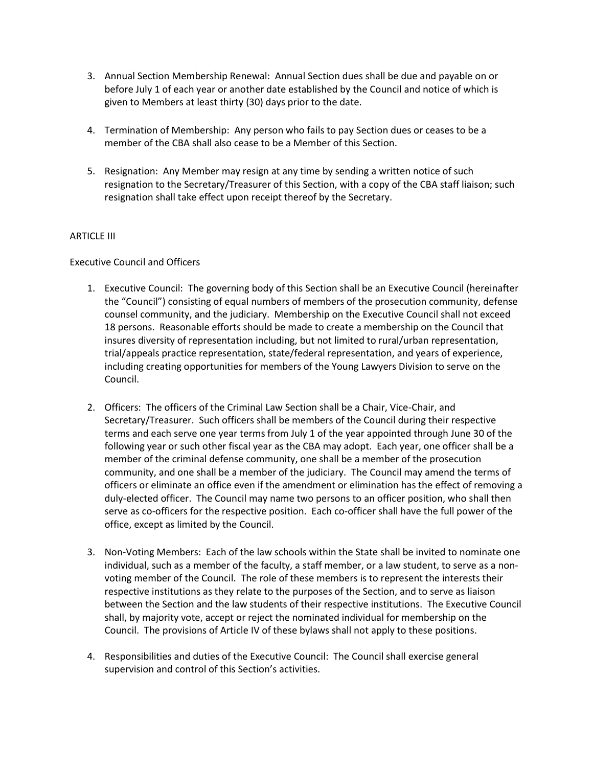3. Annual Section Membership Renewal: Annual Section dues shall be due and payable on or before July 1 of each year or another date established by the Council and notice of which is given to Members at least thirty (30) days prior to the date.

4. Termination of Membership: Any person who fails to pay Section dues or ceases to be a member of the CBA shall also cease to be a Member of this Section.

5. Resignation: Any Member may resign at any time by sending a written notice of such resignation to the Secretary/Treasurer of this Section, with a copy of the CBA staff liaison; such resignation shall take effect upon receipt thereof by the Secretary.

## ARTICLE III

### Executive Council and Officers

1. Executive Council: The governing body of this Section shall be an Executive Council (hereinafter the "Council") consisting of equal numbers of members of the prosecution community, defense counsel community, and the judiciary. Membership on the Executive Council shall not exceed 18 persons. Reasonable efforts should be made to create a membership on the Council that insures diversity of representation including, but not limited to rural/urban representation, trial/appeals practice representation, state/federal representation, and years of experience, including creating opportunities for members of the Young Lawyers Division to serve on the Council.

2. Officers: The officers of the Criminal Law Section shall be a Chair, Vice-Chair, and Secretary/Treasurer. Such officers shall be members of the Council during their respective terms and each serve one year terms from July 1 of the year appointed through June 30 of the following year or such other fiscal year as the CBA may adopt. Each year, one officer shall be a member of the criminal defense community, one shall be a member of the prosecution community, and one shall be a member of the judiciary. The Council may amend the terms of officers or eliminate an office even if the amendment or elimination has the effect of removing a duly-elected officer. The Council may name two persons to an officer position, who shall then serve as co-officers for the respective position. Each co-officer shall have the full power of the office, except as limited by the Council.

3. Non-Voting Members: Each of the law schools within the State shall be invited to nominate one individual, such as a member of the faculty, a staff member, or a law student, to serve as a non-voting member of the Council. The role of these members is to represent the interests their respective institutions as they relate to the purposes of the Section, and to serve as liaison between the Section and the law students of their respective institutions. The Executive Council shall, by majority vote, accept or reject the nominated individual for membership on the Council. The provisions of Article IV of these bylaws shall not apply to these positions.

4. Responsibilities and duties of the Executive Council: The Council shall exercise general supervision and control of this Section's activities.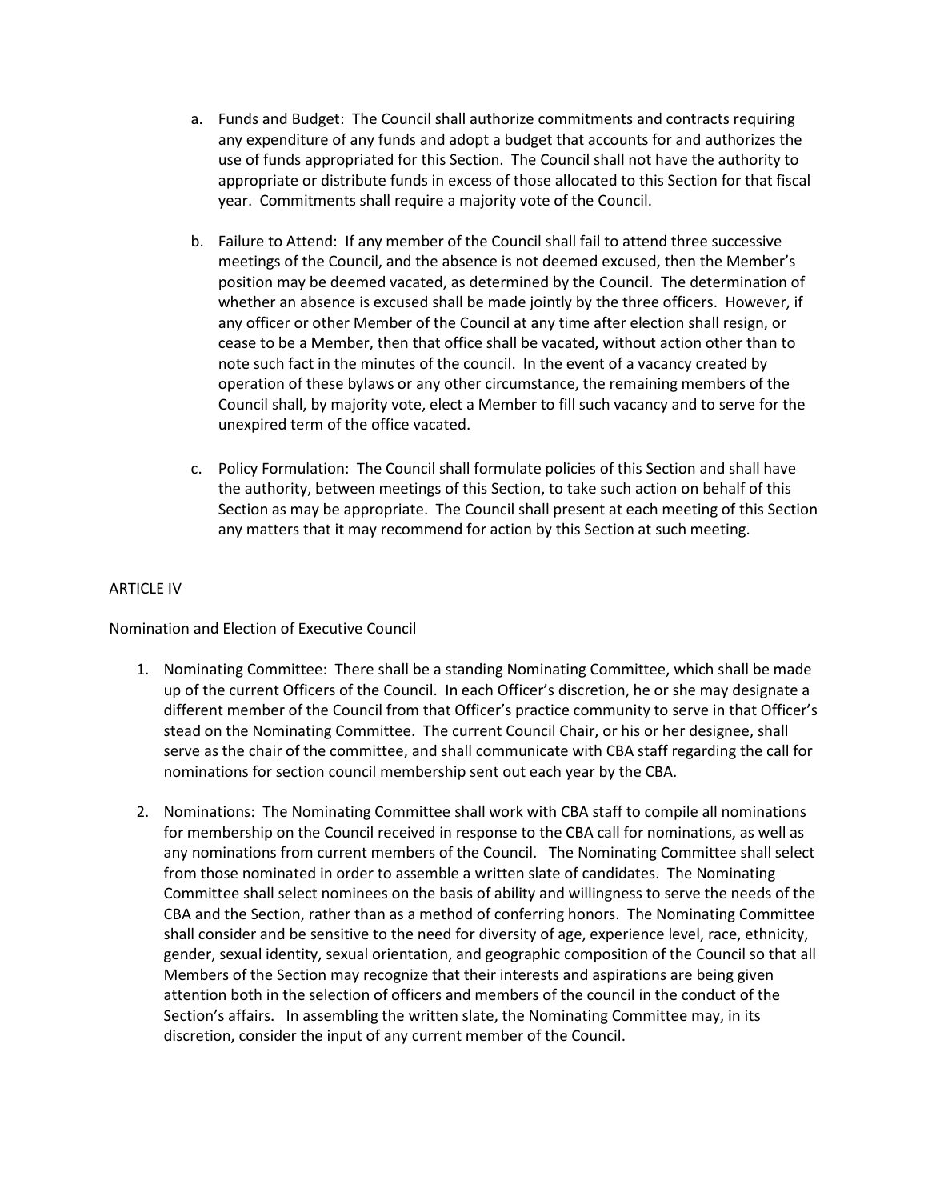a. Funds and Budget: The Council shall authorize commitments and contracts requiring any expenditure of any funds and adopt a budget that accounts for and authorizes the use of funds appropriated for this Section. The Council shall not have the authority to appropriate or distribute funds in excess of those allocated to this Section for that fiscal year. Commitments shall require a majority vote of the Council.

b. Failure to Attend: If any member of the Council shall fail to attend three successive meetings of the Council, and the absence is not deemed excused, then the Member's position may be deemed vacated, as determined by the Council. The determination of whether an absence is excused shall be made jointly by the three officers. However, if any officer or other Member of the Council at any time after election shall resign, or cease to be a Member, then that office shall be vacated, without action other than to note such fact in the minutes of the council. In the event of a vacancy created by operation of these bylaws or any other circumstance, the remaining members of the Council shall, by majority vote, elect a Member to fill such vacancy and to serve for the unexpired term of the office vacated.

c. Policy Formulation: The Council shall formulate policies of this Section and shall have the authority, between meetings of this Section, to take such action on behalf of this Section as may be appropriate. The Council shall present at each meeting of this Section any matters that it may recommend for action by this Section at such meeting.

## ARTICLE IV

### Nomination and Election of Executive Council

1. Nominating Committee: There shall be a standing Nominating Committee, which shall be made up of the current Officers of the Council. In each Officer's discretion, he or she may designate a different member of the Council from that Officer's practice community to serve in that Officer's stead on the Nominating Committee. The current Council Chair, or his or her designee, shall serve as the chair of the committee, and shall communicate with CBA staff regarding the call for nominations for section council membership sent out each year by the CBA.

2. Nominations: The Nominating Committee shall work with CBA staff to compile all nominations for membership on the Council received in response to the CBA call for nominations, as well as any nominations from current members of the Council. The Nominating Committee shall select from those nominated in order to assemble a written slate of candidates. The Nominating Committee shall select nominees on the basis of ability and willingness to serve the needs of the CBA and the Section, rather than as a method of conferring honors. The Nominating Committee shall consider and be sensitive to the need for diversity of age, experience level, race, ethnicity, gender, sexual identity, sexual orientation, and geographic composition of the Council so that all Members of the Section may recognize that their interests and aspirations are being given attention both in the selection of officers and members of the council in the conduct of the Section's affairs. In assembling the written slate, the Nominating Committee may, in its discretion, consider the input of any current member of the Council.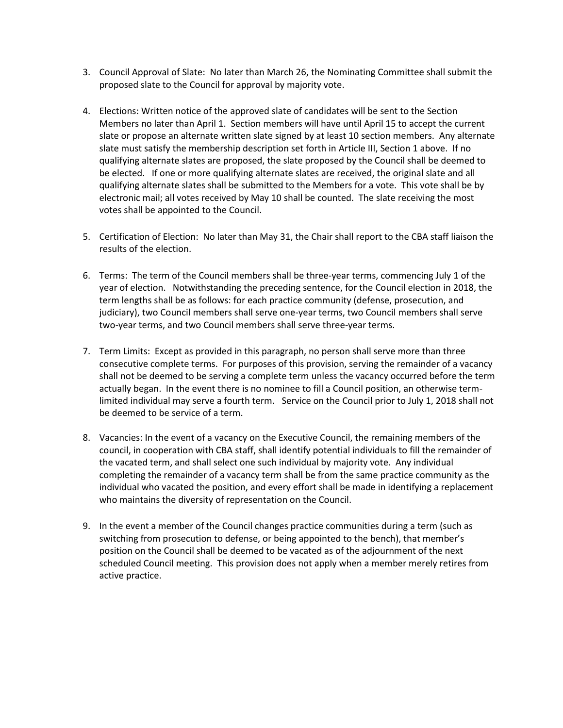3. Council Approval of Slate: No later than March 26, the Nominating Committee shall submit the proposed slate to the Council for approval by majority vote.

4. Elections: Written notice of the approved slate of candidates will be sent to the Section Members no later than April 1. Section members will have until April 15 to accept the current slate or propose an alternate written slate signed by at least 10 section members. Any alternate slate must satisfy the membership description set forth in Article III, Section 1 above. If no qualifying alternate slates are proposed, the slate proposed by the Council shall be deemed to be elected. If one or more qualifying alternate slates are received, the original slate and all qualifying alternate slates shall be submitted to the Members for a vote. This vote shall be by electronic mail; all votes received by May 10 shall be counted. The slate receiving the most votes shall be appointed to the Council.

5. Certification of Election: No later than May 31, the Chair shall report to the CBA staff liaison the results of the election.

6. Terms: The term of the Council members shall be three-year terms, commencing July 1 of the year of election. Notwithstanding the preceding sentence, for the Council election in 2018, the term lengths shall be as follows: for each practice community (defense, prosecution, and judiciary), two Council members shall serve one-year terms, two Council members shall serve two-year terms, and two Council members shall serve three-year terms.

7. Term Limits: Except as provided in this paragraph, no person shall serve more than three consecutive complete terms. For purposes of this provision, serving the remainder of a vacancy shall not be deemed to be serving a complete term unless the vacancy occurred before the term actually began. In the event there is no nominee to fill a Council position, an otherwise term-limited individual may serve a fourth term. Service on the Council prior to July 1, 2018 shall not be deemed to be service of a term.

8. Vacancies: In the event of a vacancy on the Executive Council, the remaining members of the council, in cooperation with CBA staff, shall identify potential individuals to fill the remainder of the vacated term, and shall select one such individual by majority vote. Any individual completing the remainder of a vacancy term shall be from the same practice community as the individual who vacated the position, and every effort shall be made in identifying a replacement who maintains the diversity of representation on the Council.

9. In the event a member of the Council changes practice communities during a term (such as switching from prosecution to defense, or being appointed to the bench), that member's position on the Council shall be deemed to be vacated as of the adjournment of the next scheduled Council meeting. This provision does not apply when a member merely retires from active practice.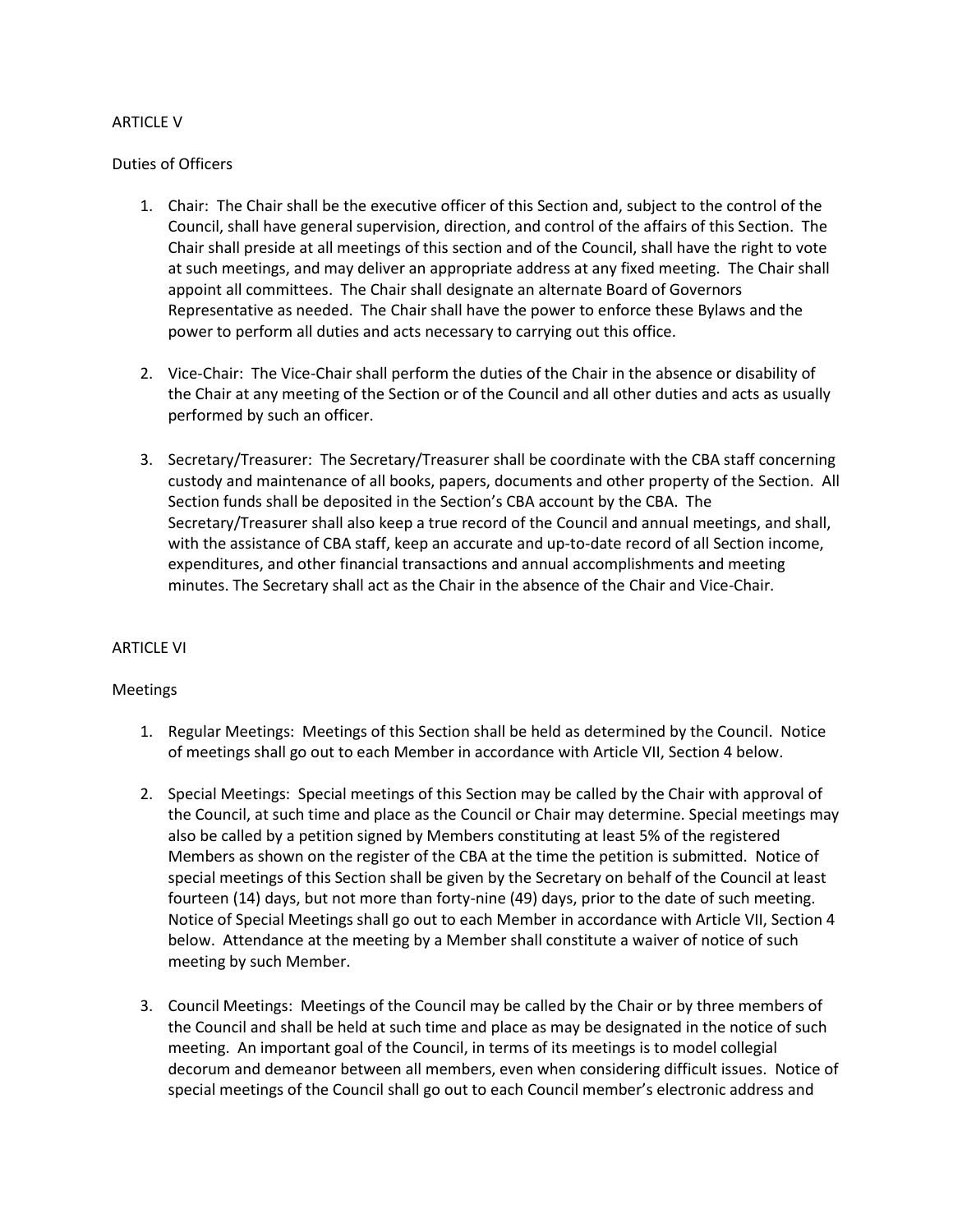ARTICLE V

Duties of Officers

1. Chair: The Chair shall be the executive officer of this Section and, subject to the control of the Council, shall have general supervision, direction, and control of the affairs of this Section. The Chair shall preside at all meetings of this section and of the Council, shall have the right to vote at such meetings, and may deliver an appropriate address at any fixed meeting. The Chair shall appoint all committees. The Chair shall designate an alternate Board of Governors Representative as needed. The Chair shall have the power to enforce these Bylaws and the power to perform all duties and acts necessary to carrying out this office.

2. Vice-Chair: The Vice-Chair shall perform the duties of the Chair in the absence or disability of the Chair at any meeting of the Section or of the Council and all other duties and acts as usually performed by such an officer.

3. Secretary/Treasurer: The Secretary/Treasurer shall be coordinate with the CBA staff concerning custody and maintenance of all books, papers, documents and other property of the Section. All Section funds shall be deposited in the Section's CBA account by the CBA. The Secretary/Treasurer shall also keep a true record of the Council and annual meetings, and shall, with the assistance of CBA staff, keep an accurate and up-to-date record of all Section income, expenditures, and other financial transactions and annual accomplishments and meeting minutes. The Secretary shall act as the Chair in the absence of the Chair and Vice-Chair.

ARTICLE VI

Meetings

1. Regular Meetings: Meetings of this Section shall be held as determined by the Council. Notice of meetings shall go out to each Member in accordance with Article VII, Section 4 below.

2. Special Meetings: Special meetings of this Section may be called by the Chair with approval of the Council, at such time and place as the Council or Chair may determine. Special meetings may also be called by a petition signed by Members constituting at least 5% of the registered Members as shown on the register of the CBA at the time the petition is submitted. Notice of special meetings of this Section shall be given by the Secretary on behalf of the Council at least fourteen (14) days, but not more than forty-nine (49) days, prior to the date of such meeting. Notice of Special Meetings shall go out to each Member in accordance with Article VII, Section 4 below. Attendance at the meeting by a Member shall constitute a waiver of notice of such meeting by such Member.

3. Council Meetings: Meetings of the Council may be called by the Chair or by three members of the Council and shall be held at such time and place as may be designated in the notice of such meeting. An important goal of the Council, in terms of its meetings is to model collegial decorum and demeanor between all members, even when considering difficult issues. Notice of special meetings of the Council shall go out to each Council member's electronic address and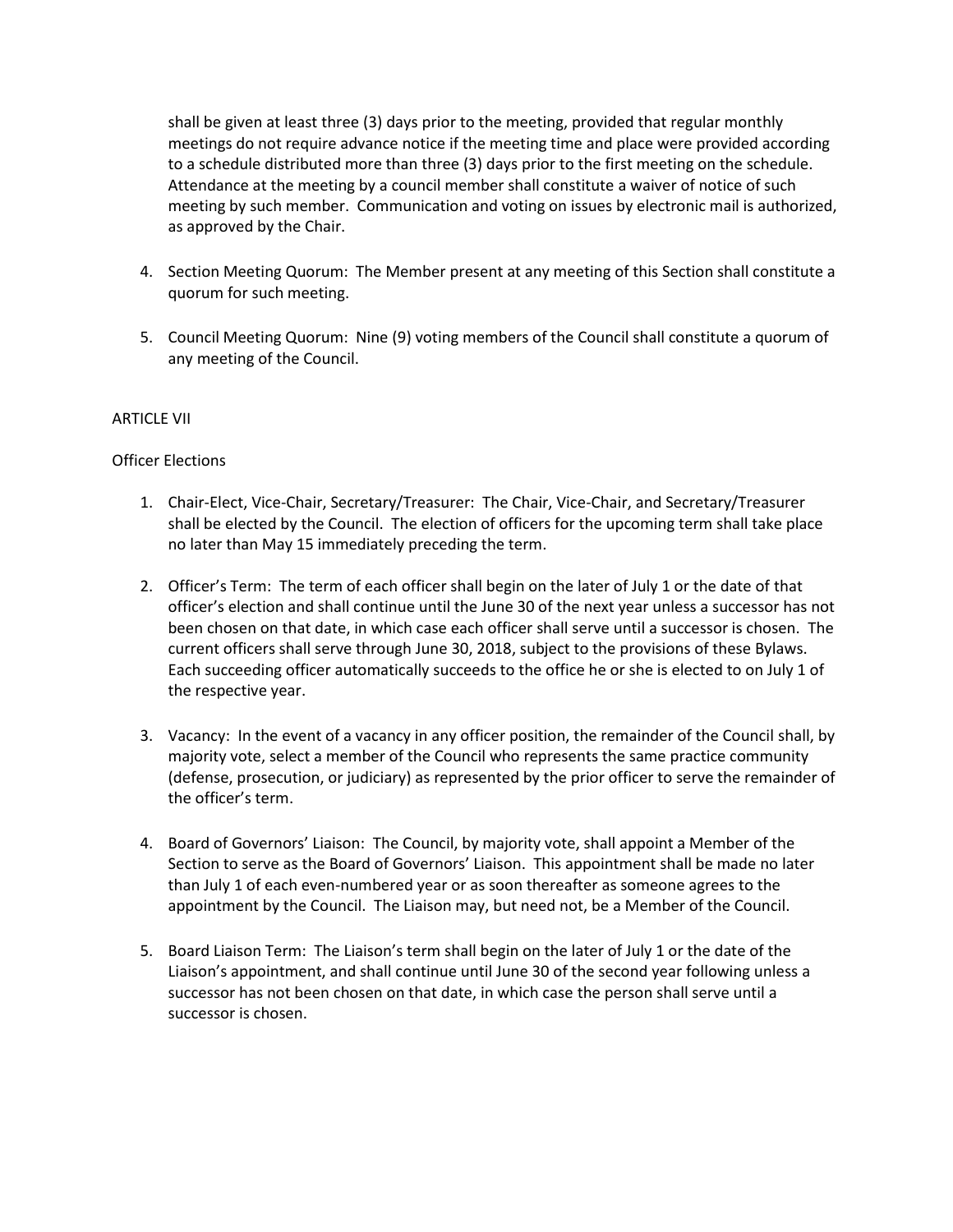shall be given at least three (3) days prior to the meeting, provided that regular monthly meetings do not require advance notice if the meeting time and place were provided according to a schedule distributed more than three (3) days prior to the first meeting on the schedule. Attendance at the meeting by a council member shall constitute a waiver of notice of such meeting by such member. Communication and voting on issues by electronic mail is authorized, as approved by the Chair.

4. Section Meeting Quorum: The Member present at any meeting of this Section shall constitute a quorum for such meeting.

5. Council Meeting Quorum: Nine (9) voting members of the Council shall constitute a quorum of any meeting of the Council.

ARTICLE VII

Officer Elections

1. Chair-Elect, Vice-Chair, Secretary/Treasurer: The Chair, Vice-Chair, and Secretary/Treasurer shall be elected by the Council. The election of officers for the upcoming term shall take place no later than May 15 immediately preceding the term.

2. Officer's Term: The term of each officer shall begin on the later of July 1 or the date of that officer's election and shall continue until the June 30 of the next year unless a successor has not been chosen on that date, in which case each officer shall serve until a successor is chosen. The current officers shall serve through June 30, 2018, subject to the provisions of these Bylaws. Each succeeding officer automatically succeeds to the office he or she is elected to on July 1 of the respective year.

3. Vacancy: In the event of a vacancy in any officer position, the remainder of the Council shall, by majority vote, select a member of the Council who represents the same practice community (defense, prosecution, or judiciary) as represented by the prior officer to serve the remainder of the officer's term.

4. Board of Governors' Liaison: The Council, by majority vote, shall appoint a Member of the Section to serve as the Board of Governors' Liaison. This appointment shall be made no later than July 1 of each even-numbered year or as soon thereafter as someone agrees to the appointment by the Council. The Liaison may, but need not, be a Member of the Council.

5. Board Liaison Term: The Liaison's term shall begin on the later of July 1 or the date of the Liaison's appointment, and shall continue until June 30 of the second year following unless a successor has not been chosen on that date, in which case the person shall serve until a successor is chosen.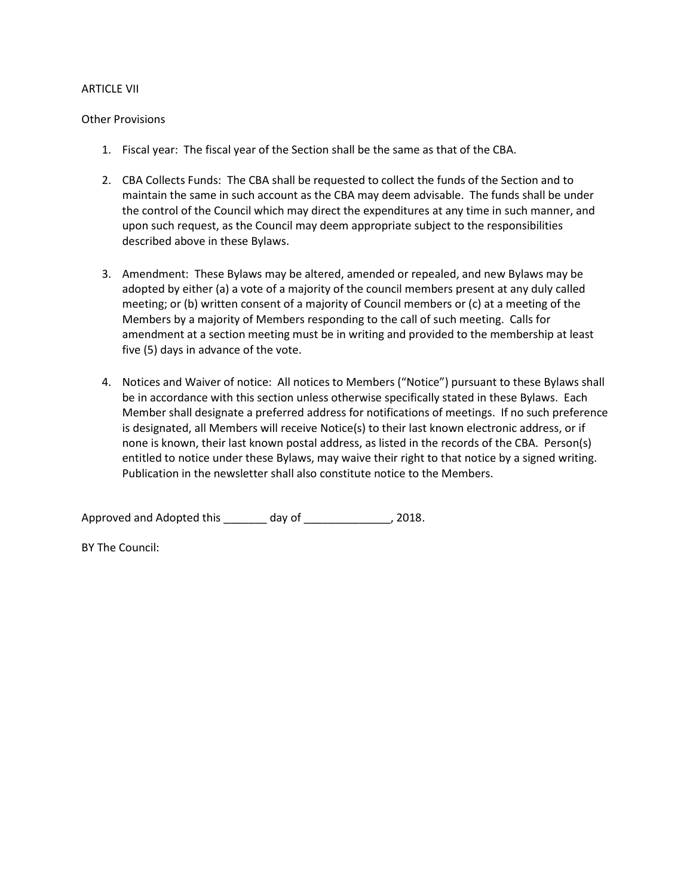ARTICLE VII

Other Provisions

1. Fiscal year: The fiscal year of the Section shall be the same as that of the CBA.

2. CBA Collects Funds: The CBA shall be requested to collect the funds of the Section and to maintain the same in such account as the CBA may deem advisable. The funds shall be under the control of the Council which may direct the expenditures at any time in such manner, and upon such request, as the Council may deem appropriate subject to the responsibilities described above in these Bylaws.

3. Amendment: These Bylaws may be altered, amended or repealed, and new Bylaws may be adopted by either (a) a vote of a majority of the council members present at any duly called meeting; or (b) written consent of a majority of Council members or (c) at a meeting of the Members by a majority of Members responding to the call of such meeting. Calls for amendment at a section meeting must be in writing and provided to the membership at least five (5) days in advance of the vote.

4. Notices and Waiver of notice: All notices to Members ("Notice") pursuant to these Bylaws shall be in accordance with this section unless otherwise specifically stated in these Bylaws. Each Member shall designate a preferred address for notifications of meetings. If no such preference is designated, all Members will receive Notice(s) to their last known electronic address, or if none is known, their last known postal address, as listed in the records of the CBA. Person(s) entitled to notice under these Bylaws, may waive their right to that notice by a signed writing. Publication in the newsletter shall also constitute notice to the Members.

Approved and Adopted this _______ day of ______________, 2018.

BY The Council: